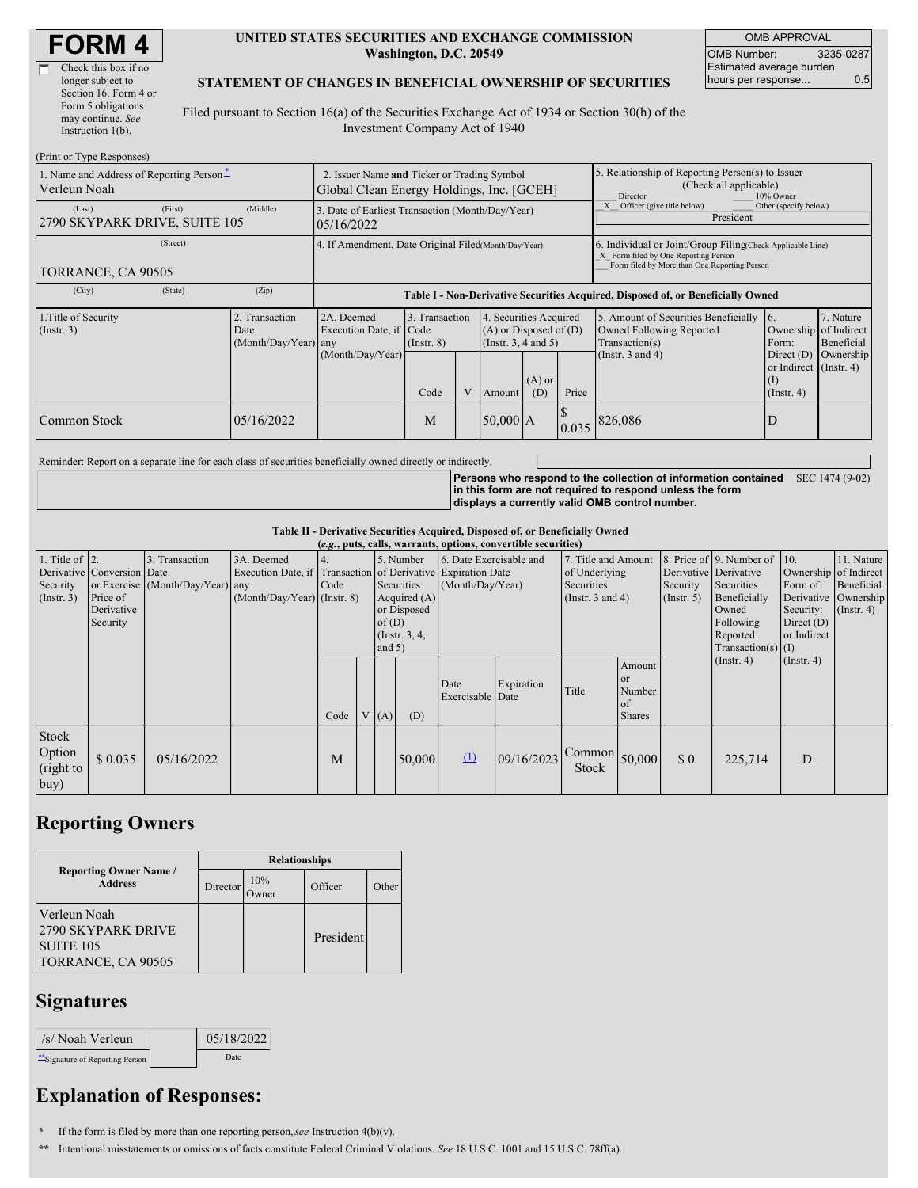# FORM 4

☐ Check this box if no longer subject to Section 16. Form 4 or Form 5 obligations may continue. *See* Instruction 1(b).

**UNITED STATES SECURITIES AND EXCHANGE COMMISSION**
**Washington, D.C. 20549**

**STATEMENT OF CHANGES IN BENEFICIAL OWNERSHIP OF SECURITIES**

Filed pursuant to Section 16(a) of the Securities Exchange Act of 1934 or Section 30(h) of the Investment Company Act of 1940

| OMB APPROVAL | |
|---|---|
| OMB Number: | 3235-0287 |
| Estimated average burden hours per response... | 0.5 |

(Print or Type Responses)

| 1. Name and Address of Reporting Person* | 2. Issuer Name and Ticker or Trading Symbol | 5. Relationship of Reporting Person(s) to Issuer (Check all applicable) |
|---|---|---|
| Verleun Noah | Global Clean Energy Holdings, Inc. [GCEH] | ___ Director ___ 10% Owner |
| (Last) (First) (Middle) 2790 SKYPARK DRIVE, SUITE 105 | 3. Date of Earliest Transaction (Month/Day/Year) 05/16/2022 | _X_ Officer (give title below) ___ Other (specify below) President |
| (Street) TORRANCE, CA 90505 | 4. If Amendment, Date Original Filed(Month/Day/Year) | 6. Individual or Joint/Group Filing(Check Applicable Line) _X_ Form filed by One Reporting Person ___ Form filed by More than One Reporting Person |
| (City) (State) (Zip) | | |

**Table I - Non-Derivative Securities Acquired, Disposed of, or Beneficially Owned**

| 1.Title of Security (Instr. 3) | 2. Transaction Date (Month/Day/Year) | 2A. Deemed Execution Date, if any (Month/Day/Year) | 3. Transaction Code (Instr. 8) Code | V | 4. Securities Acquired (A) or Disposed of (D) (Instr. 3, 4 and 5) Amount | (A) or (D) | Price | 5. Amount of Securities Beneficially Owned Following Reported Transaction(s) (Instr. 3 and 4) | 6. Ownership Form: Direct (D) or Indirect (I) (Instr. 4) | 7. Nature of Indirect Beneficial Ownership (Instr. 4) |
|---|---|---|---|---|---|---|---|---|---|---|
| Common Stock | 05/16/2022 | | M | | 50,000 | A | $ 0.035 | 826,086 | D | |

Reminder: Report on a separate line for each class of securities beneficially owned directly or indirectly.

**Persons who respond to the collection of information contained in this form are not required to respond unless the form displays a currently valid OMB control number.** SEC 1474 (9-02)

**Table II - Derivative Securities Acquired, Disposed of, or Beneficially Owned**
***(e.g., puts, calls, warrants, options, convertible securities)***

| 1. Title of Derivative Security (Instr. 3) | 2. Conversion or Exercise Price of Derivative Security | 3. Transaction Date (Month/Day/Year) | 3A. Deemed Execution Date, if any (Month/Day/Year) | 4. Transaction Code (Instr. 8) Code | V | 5. Number of Derivative Securities Acquired (A) or Disposed of (D) (Instr. 3, 4, and 5) (A) | (D) | 6. Date Exercisable and Expiration Date (Month/Day/Year) Date Exercisable | Expiration Date | 7. Title and Amount of Underlying Securities (Instr. 3 and 4) Title | Amount or Number of Shares | 8. Price of Derivative Security (Instr. 5) | 9. Number of Derivative Securities Beneficially Owned Following Reported Transaction(s) (Instr. 4) | 10. Ownership Form of Derivative Security: Direct (D) or Indirect (I) (Instr. 4) | 11. Nature of Indirect Beneficial Ownership (Instr. 4) |
|---|---|---|---|---|---|---|---|---|---|---|---|---|---|---|---|
| Stock Option (right to buy) | $ 0.035 | 05/16/2022 | | M | | | 50,000 | (1) | 09/16/2023 | Common Stock | 50,000 | $ 0 | 225,714 | D | |

## Reporting Owners

| Reporting Owner Name / Address | Director | 10% Owner | Officer | Other |
|---|---|---|---|---|
| Verleun Noah 2790 SKYPARK DRIVE SUITE 105 TORRANCE, CA 90505 | | | President | |

## Signatures

| /s/ Noah Verleun | 05/18/2022 |
|---|---|
| **Signature of Reporting Person | Date |

## Explanation of Responses:

\* If the form is filed by more than one reporting person, *see* Instruction 4(b)(v).

\*\* Intentional misstatements or omissions of facts constitute Federal Criminal Violations. *See* 18 U.S.C. 1001 and 15 U.S.C. 78ff(a).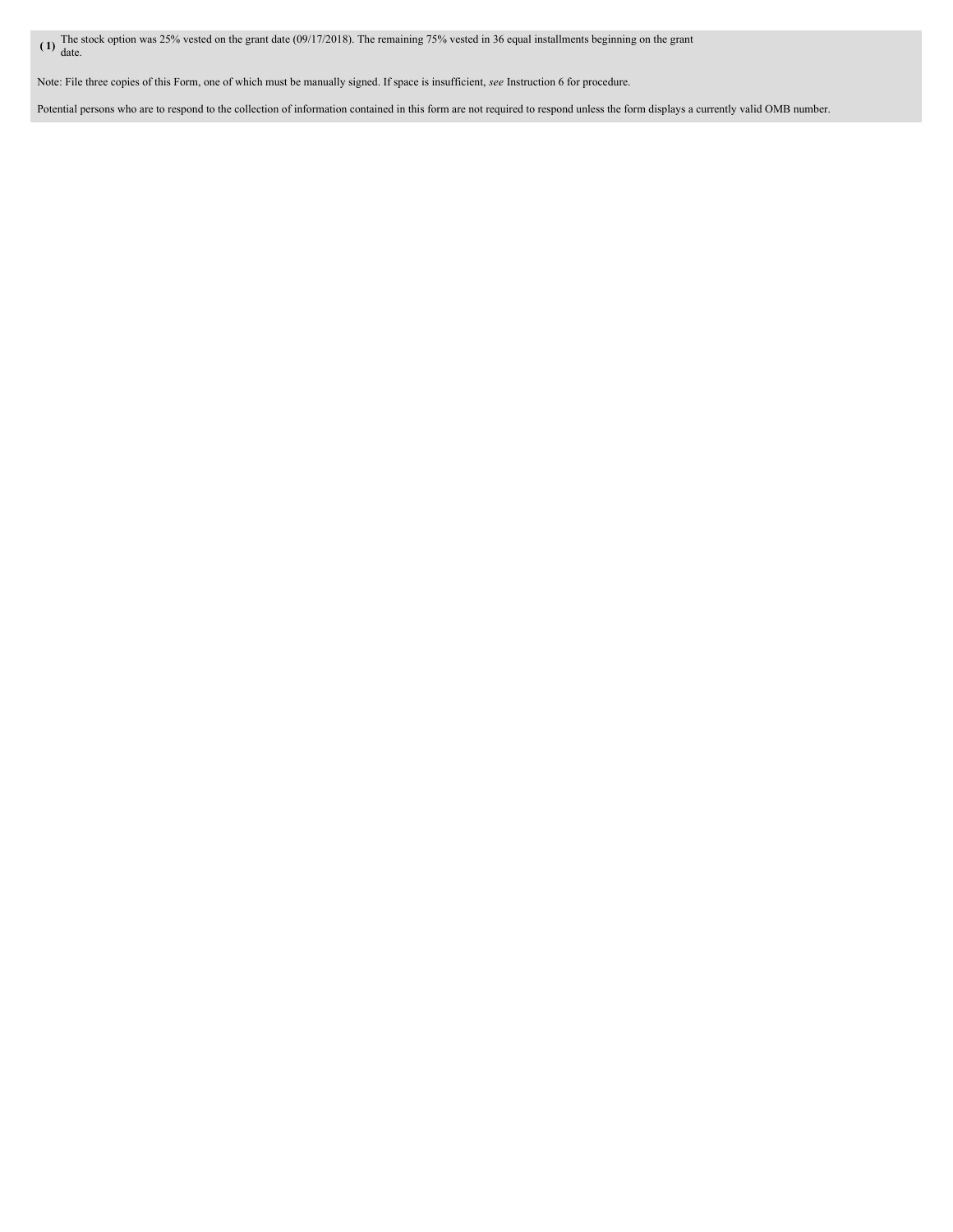(1) The stock option was 25% vested on the grant date (09/17/2018). The remaining 75% vested in 36 equal installments beginning on the grant date.

Note: File three copies of this Form, one of which must be manually signed. If space is insufficient, *see* Instruction 6 for procedure.

Potential persons who are to respond to the collection of information contained in this form are not required to respond unless the form displays a currently valid OMB number.